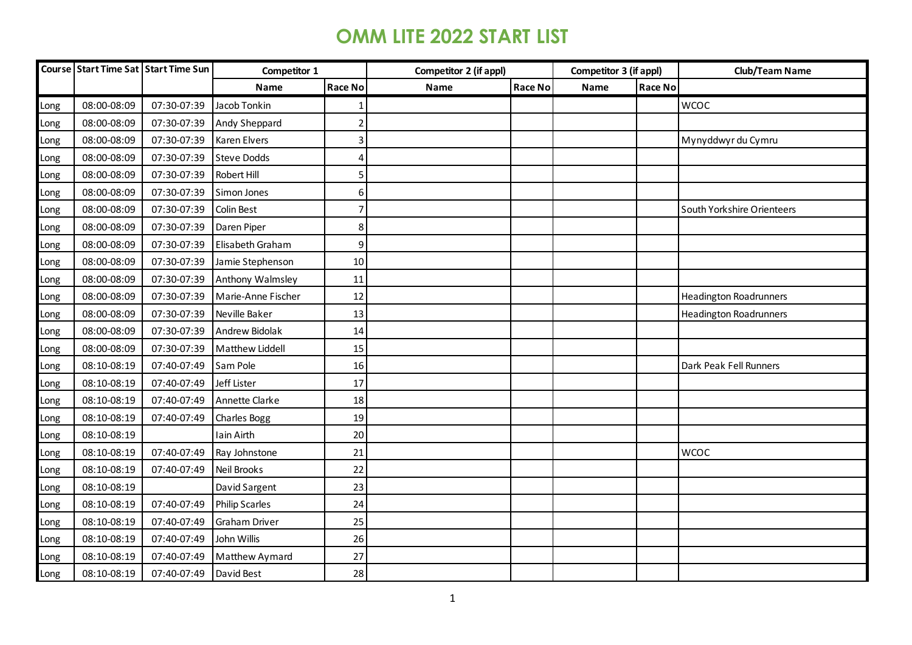# OMM LITE 2022 START LIST

| Course | Start Time Sat | Start Time Sun | Competitor 1 | | Competitor 2 (if appl) | | Competitor 3 (if appl) | | Club/Team Name |
|---|---|---|---|---|---|---|---|---|---|
| | | | Name | Race No | Name | Race No | Name | Race No | |
| Long | 08:00-08:09 | 07:30-07:39 | Jacob Tonkin | 1 | | | | | WCOC |
| Long | 08:00-08:09 | 07:30-07:39 | Andy Sheppard | 2 | | | | | |
| Long | 08:00-08:09 | 07:30-07:39 | Karen Elvers | 3 | | | | | Mynyddwyr du Cymru |
| Long | 08:00-08:09 | 07:30-07:39 | Steve Dodds | 4 | | | | | |
| Long | 08:00-08:09 | 07:30-07:39 | Robert Hill | 5 | | | | | |
| Long | 08:00-08:09 | 07:30-07:39 | Simon Jones | 6 | | | | | |
| Long | 08:00-08:09 | 07:30-07:39 | Colin Best | 7 | | | | | South Yorkshire Orienteers |
| Long | 08:00-08:09 | 07:30-07:39 | Daren Piper | 8 | | | | | |
| Long | 08:00-08:09 | 07:30-07:39 | Elisabeth Graham | 9 | | | | | |
| Long | 08:00-08:09 | 07:30-07:39 | Jamie Stephenson | 10 | | | | | |
| Long | 08:00-08:09 | 07:30-07:39 | Anthony Walmsley | 11 | | | | | |
| Long | 08:00-08:09 | 07:30-07:39 | Marie-Anne Fischer | 12 | | | | | Headington Roadrunners |
| Long | 08:00-08:09 | 07:30-07:39 | Neville Baker | 13 | | | | | Headington Roadrunners |
| Long | 08:00-08:09 | 07:30-07:39 | Andrew Bidolak | 14 | | | | | |
| Long | 08:00-08:09 | 07:30-07:39 | Matthew Liddell | 15 | | | | | |
| Long | 08:10-08:19 | 07:40-07:49 | Sam Pole | 16 | | | | | Dark Peak Fell Runners |
| Long | 08:10-08:19 | 07:40-07:49 | Jeff Lister | 17 | | | | | |
| Long | 08:10-08:19 | 07:40-07:49 | Annette Clarke | 18 | | | | | |
| Long | 08:10-08:19 | 07:40-07:49 | Charles Bogg | 19 | | | | | |
| Long | 08:10-08:19 | | Iain Airth | 20 | | | | | |
| Long | 08:10-08:19 | 07:40-07:49 | Ray Johnstone | 21 | | | | | WCOC |
| Long | 08:10-08:19 | 07:40-07:49 | Neil Brooks | 22 | | | | | |
| Long | 08:10-08:19 | | David Sargent | 23 | | | | | |
| Long | 08:10-08:19 | 07:40-07:49 | Philip Scarles | 24 | | | | | |
| Long | 08:10-08:19 | 07:40-07:49 | Graham Driver | 25 | | | | | |
| Long | 08:10-08:19 | 07:40-07:49 | John Willis | 26 | | | | | |
| Long | 08:10-08:19 | 07:40-07:49 | Matthew Aymard | 27 | | | | | |
| Long | 08:10-08:19 | 07:40-07:49 | David Best | 28 | | | | | |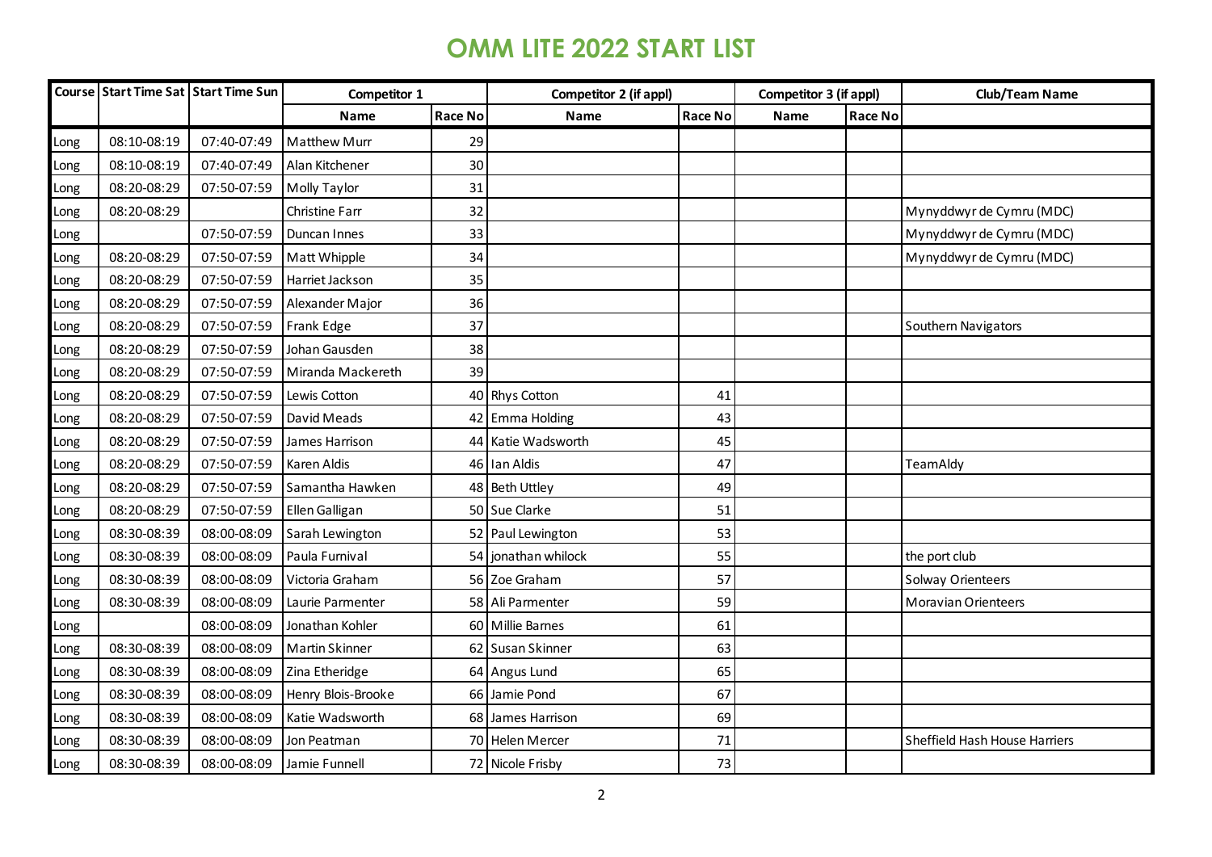# OMM LITE 2022 START LIST

| Course | Start Time Sat | Start Time Sun | Competitor 1 | | Competitor 2 (if appl) | | Competitor 3 (if appl) | | Club/Team Name |
|---|---|---|---|---|---|---|---|---|---|
| | | | Name | Race No | Name | Race No | Name | Race No | |
| Long | 08:10-08:19 | 07:40-07:49 | Matthew Murr | 29 | | | | | |
| Long | 08:10-08:19 | 07:40-07:49 | Alan Kitchener | 30 | | | | | |
| Long | 08:20-08:29 | 07:50-07:59 | Molly Taylor | 31 | | | | | |
| Long | 08:20-08:29 | | Christine Farr | 32 | | | | | Mynyddwyr de Cymru (MDC) |
| Long | | 07:50-07:59 | Duncan Innes | 33 | | | | | Mynyddwyr de Cymru (MDC) |
| Long | 08:20-08:29 | 07:50-07:59 | Matt Whipple | 34 | | | | | Mynyddwyr de Cymru (MDC) |
| Long | 08:20-08:29 | 07:50-07:59 | Harriet Jackson | 35 | | | | | |
| Long | 08:20-08:29 | 07:50-07:59 | Alexander Major | 36 | | | | | |
| Long | 08:20-08:29 | 07:50-07:59 | Frank Edge | 37 | | | | | Southern Navigators |
| Long | 08:20-08:29 | 07:50-07:59 | Johan Gausden | 38 | | | | | |
| Long | 08:20-08:29 | 07:50-07:59 | Miranda Mackereth | 39 | | | | | |
| Long | 08:20-08:29 | 07:50-07:59 | Lewis Cotton | 40 | Rhys Cotton | 41 | | | |
| Long | 08:20-08:29 | 07:50-07:59 | David Meads | 42 | Emma Holding | 43 | | | |
| Long | 08:20-08:29 | 07:50-07:59 | James Harrison | 44 | Katie Wadsworth | 45 | | | |
| Long | 08:20-08:29 | 07:50-07:59 | Karen Aldis | 46 | Ian Aldis | 47 | | | TeamAldy |
| Long | 08:20-08:29 | 07:50-07:59 | Samantha Hawken | 48 | Beth Uttley | 49 | | | |
| Long | 08:20-08:29 | 07:50-07:59 | Ellen Galligan | 50 | Sue Clarke | 51 | | | |
| Long | 08:30-08:39 | 08:00-08:09 | Sarah Lewington | 52 | Paul Lewington | 53 | | | |
| Long | 08:30-08:39 | 08:00-08:09 | Paula Furnival | 54 | jonathan whilock | 55 | | | the port club |
| Long | 08:30-08:39 | 08:00-08:09 | Victoria Graham | 56 | Zoe Graham | 57 | | | Solway Orienteers |
| Long | 08:30-08:39 | 08:00-08:09 | Laurie Parmenter | 58 | Ali Parmenter | 59 | | | Moravian Orienteers |
| Long | | 08:00-08:09 | Jonathan Kohler | 60 | Millie Barnes | 61 | | | |
| Long | 08:30-08:39 | 08:00-08:09 | Martin Skinner | 62 | Susan Skinner | 63 | | | |
| Long | 08:30-08:39 | 08:00-08:09 | Zina Etheridge | 64 | Angus Lund | 65 | | | |
| Long | 08:30-08:39 | 08:00-08:09 | Henry Blois-Brooke | 66 | Jamie Pond | 67 | | | |
| Long | 08:30-08:39 | 08:00-08:09 | Katie Wadsworth | 68 | James Harrison | 69 | | | |
| Long | 08:30-08:39 | 08:00-08:09 | Jon Peatman | 70 | Helen Mercer | 71 | | | Sheffield Hash House Harriers |
| Long | 08:30-08:39 | 08:00-08:09 | Jamie Funnell | 72 | Nicole Frisby | 73 | | | |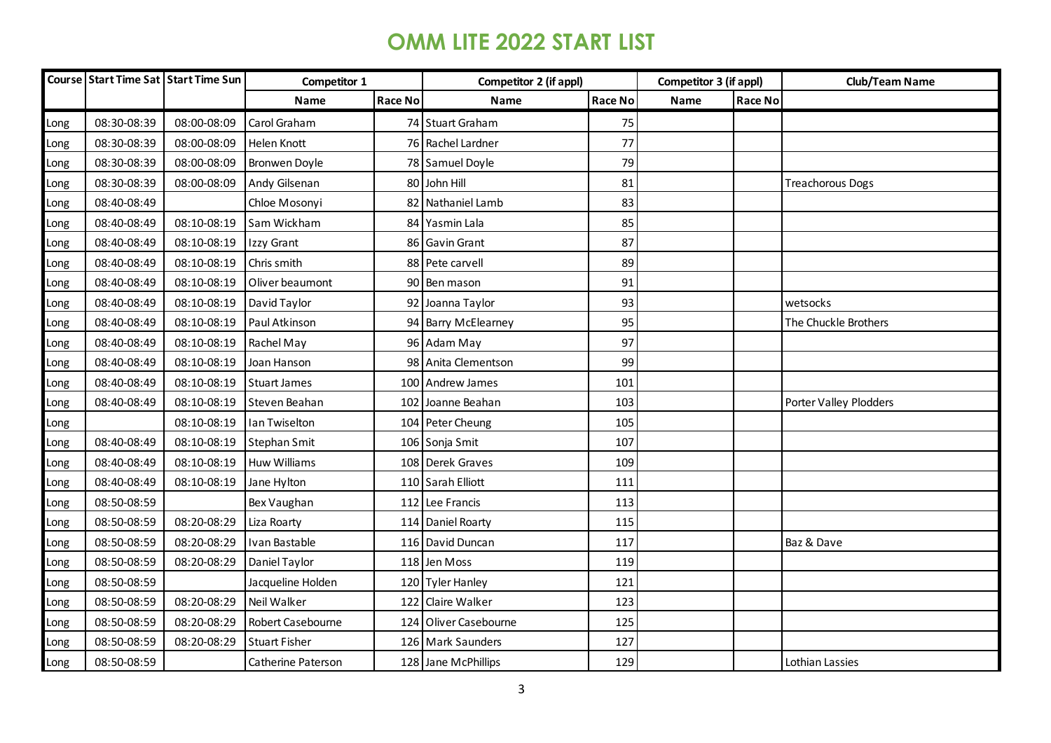# OMM LITE 2022 START LIST

| Course | Start Time Sat | Start Time Sun | Competitor 1 | | Competitor 2 (if appl) | | Competitor 3 (if appl) | | Club/Team Name |
|---|---|---|---|---|---|---|---|---|---|
| | | | Name | Race No | Name | Race No | Name | Race No | |
| Long | 08:30-08:39 | 08:00-08:09 | Carol Graham | 74 | Stuart Graham | 75 | | | |
| Long | 08:30-08:39 | 08:00-08:09 | Helen Knott | 76 | Rachel Lardner | 77 | | | |
| Long | 08:30-08:39 | 08:00-08:09 | Bronwen Doyle | 78 | Samuel Doyle | 79 | | | |
| Long | 08:30-08:39 | 08:00-08:09 | Andy Gilsenan | 80 | John Hill | 81 | | | Treachorous Dogs |
| Long | 08:40-08:49 | | Chloe Mosonyi | 82 | Nathaniel Lamb | 83 | | | |
| Long | 08:40-08:49 | 08:10-08:19 | Sam Wickham | 84 | Yasmin Lala | 85 | | | |
| Long | 08:40-08:49 | 08:10-08:19 | Izzy Grant | 86 | Gavin Grant | 87 | | | |
| Long | 08:40-08:49 | 08:10-08:19 | Chris smith | 88 | Pete carvell | 89 | | | |
| Long | 08:40-08:49 | 08:10-08:19 | Oliver beaumont | 90 | Ben mason | 91 | | | |
| Long | 08:40-08:49 | 08:10-08:19 | David Taylor | 92 | Joanna Taylor | 93 | | | wetsocks |
| Long | 08:40-08:49 | 08:10-08:19 | Paul Atkinson | 94 | Barry McElearney | 95 | | | The Chuckle Brothers |
| Long | 08:40-08:49 | 08:10-08:19 | Rachel May | 96 | Adam May | 97 | | | |
| Long | 08:40-08:49 | 08:10-08:19 | Joan Hanson | 98 | Anita Clementson | 99 | | | |
| Long | 08:40-08:49 | 08:10-08:19 | Stuart James | 100 | Andrew James | 101 | | | |
| Long | 08:40-08:49 | 08:10-08:19 | Steven Beahan | 102 | Joanne Beahan | 103 | | | Porter Valley Plodders |
| Long | | 08:10-08:19 | Ian Twiselton | 104 | Peter Cheung | 105 | | | |
| Long | 08:40-08:49 | 08:10-08:19 | Stephan Smit | 106 | Sonja Smit | 107 | | | |
| Long | 08:40-08:49 | 08:10-08:19 | Huw Williams | 108 | Derek Graves | 109 | | | |
| Long | 08:40-08:49 | 08:10-08:19 | Jane Hylton | 110 | Sarah Elliott | 111 | | | |
| Long | 08:50-08:59 | | Bex Vaughan | 112 | Lee Francis | 113 | | | |
| Long | 08:50-08:59 | 08:20-08:29 | Liza Roarty | 114 | Daniel Roarty | 115 | | | |
| Long | 08:50-08:59 | 08:20-08:29 | Ivan Bastable | 116 | David Duncan | 117 | | | Baz & Dave |
| Long | 08:50-08:59 | 08:20-08:29 | Daniel Taylor | 118 | Jen Moss | 119 | | | |
| Long | 08:50-08:59 | | Jacqueline Holden | 120 | Tyler Hanley | 121 | | | |
| Long | 08:50-08:59 | 08:20-08:29 | Neil Walker | 122 | Claire Walker | 123 | | | |
| Long | 08:50-08:59 | 08:20-08:29 | Robert Casebourne | 124 | Oliver Casebourne | 125 | | | |
| Long | 08:50-08:59 | 08:20-08:29 | Stuart Fisher | 126 | Mark Saunders | 127 | | | |
| Long | 08:50-08:59 | | Catherine Paterson | 128 | Jane McPhillips | 129 | | | Lothian Lassies |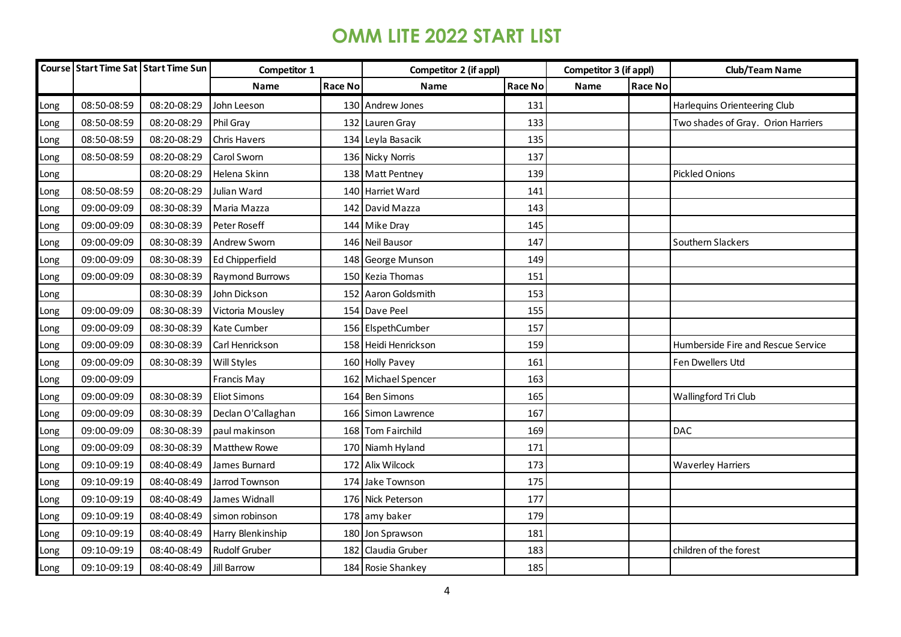# OMM LITE 2022 START LIST

| Course | Start Time Sat | Start Time Sun | Competitor 1 | | Competitor 2 (if appl) | | Competitor 3 (if appl) | | Club/Team Name |
|---|---|---|---|---|---|---|---|---|---|
| | | | Name | Race No | Name | Race No | Name | Race No | |
| Long | 08:50-08:59 | 08:20-08:29 | John Leeson | 130 | Andrew Jones | 131 | | | Harlequins Orienteering Club |
| Long | 08:50-08:59 | 08:20-08:29 | Phil Gray | 132 | Lauren Gray | 133 | | | Two shades of Gray. Orion Harriers |
| Long | 08:50-08:59 | 08:20-08:29 | Chris Havers | 134 | Leyla Basacik | 135 | | | |
| Long | 08:50-08:59 | 08:20-08:29 | Carol Sworn | 136 | Nicky Norris | 137 | | | |
| Long | | 08:20-08:29 | Helena Skinn | 138 | Matt Pentney | 139 | | | Pickled Onions |
| Long | 08:50-08:59 | 08:20-08:29 | Julian Ward | 140 | Harriet Ward | 141 | | | |
| Long | 09:00-09:09 | 08:30-08:39 | Maria Mazza | 142 | David Mazza | 143 | | | |
| Long | 09:00-09:09 | 08:30-08:39 | Peter Roseff | 144 | Mike Dray | 145 | | | |
| Long | 09:00-09:09 | 08:30-08:39 | Andrew Sworn | 146 | Neil Bausor | 147 | | | Southern Slackers |
| Long | 09:00-09:09 | 08:30-08:39 | Ed Chipperfield | 148 | George Munson | 149 | | | |
| Long | 09:00-09:09 | 08:30-08:39 | Raymond Burrows | 150 | Kezia Thomas | 151 | | | |
| Long | | 08:30-08:39 | John Dickson | 152 | Aaron Goldsmith | 153 | | | |
| Long | 09:00-09:09 | 08:30-08:39 | Victoria Mousley | 154 | Dave Peel | 155 | | | |
| Long | 09:00-09:09 | 08:30-08:39 | Kate Cumber | 156 | ElspethCumber | 157 | | | |
| Long | 09:00-09:09 | 08:30-08:39 | Carl Henrickson | 158 | Heidi Henrickson | 159 | | | Humberside Fire and Rescue Service |
| Long | 09:00-09:09 | 08:30-08:39 | Will Styles | 160 | Holly Pavey | 161 | | | Fen Dwellers Utd |
| Long | 09:00-09:09 | | Francis May | 162 | Michael Spencer | 163 | | | |
| Long | 09:00-09:09 | 08:30-08:39 | Eliot Simons | 164 | Ben Simons | 165 | | | Wallingford Tri Club |
| Long | 09:00-09:09 | 08:30-08:39 | Declan O'Callaghan | 166 | Simon Lawrence | 167 | | | |
| Long | 09:00-09:09 | 08:30-08:39 | paul makinson | 168 | Tom Fairchild | 169 | | | DAC |
| Long | 09:00-09:09 | 08:30-08:39 | Matthew Rowe | 170 | Niamh Hyland | 171 | | | |
| Long | 09:10-09:19 | 08:40-08:49 | James Burnard | 172 | Alix Wilcock | 173 | | | Waverley Harriers |
| Long | 09:10-09:19 | 08:40-08:49 | Jarrod Townson | 174 | Jake Townson | 175 | | | |
| Long | 09:10-09:19 | 08:40-08:49 | James Widnall | 176 | Nick Peterson | 177 | | | |
| Long | 09:10-09:19 | 08:40-08:49 | simon robinson | 178 | amy baker | 179 | | | |
| Long | 09:10-09:19 | 08:40-08:49 | Harry Blenkinship | 180 | Jon Sprawson | 181 | | | |
| Long | 09:10-09:19 | 08:40-08:49 | Rudolf Gruber | 182 | Claudia Gruber | 183 | | | children of the forest |
| Long | 09:10-09:19 | 08:40-08:49 | Jill Barrow | 184 | Rosie Shankey | 185 | | | |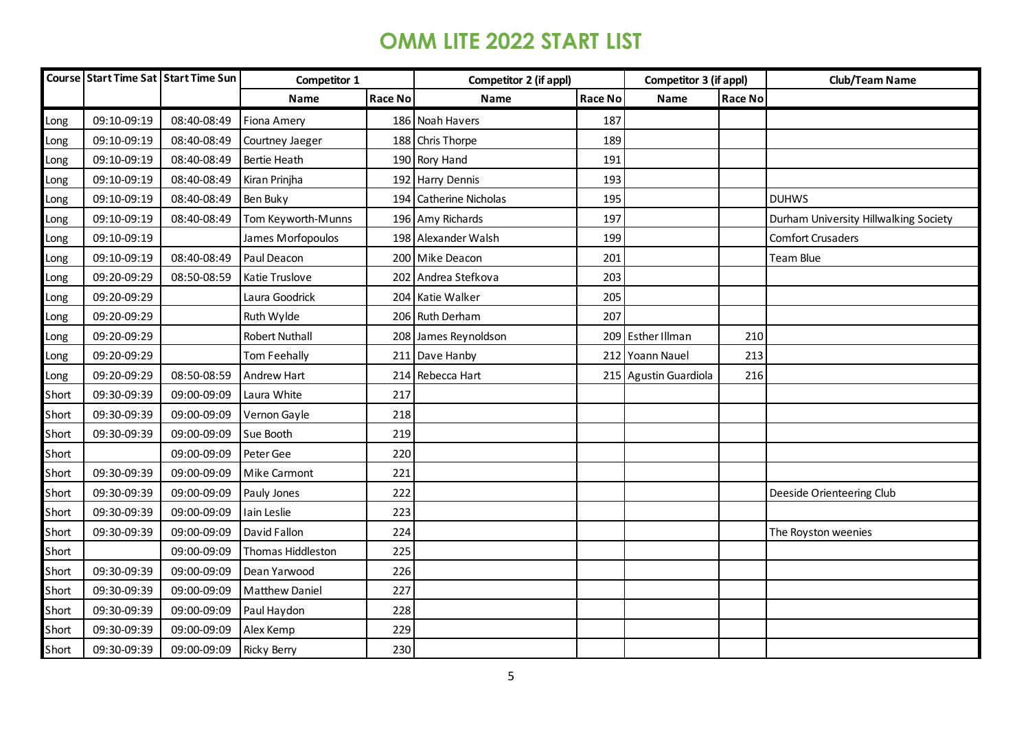# OMM LITE 2022 START LIST

| Course | Start Time Sat | Start Time Sun | Competitor 1 | | Competitor 2 (if appl) | | Competitor 3 (if appl) | | Club/Team Name |
|---|---|---|---|---|---|---|---|---|---|
| | | | Name | Race No | Name | Race No | Name | Race No | |
| Long | 09:10-09:19 | 08:40-08:49 | Fiona Amery | 186 | Noah Havers | 187 | | | |
| Long | 09:10-09:19 | 08:40-08:49 | Courtney Jaeger | 188 | Chris Thorpe | 189 | | | |
| Long | 09:10-09:19 | 08:40-08:49 | Bertie Heath | 190 | Rory Hand | 191 | | | |
| Long | 09:10-09:19 | 08:40-08:49 | Kiran Prinjha | 192 | Harry Dennis | 193 | | | |
| Long | 09:10-09:19 | 08:40-08:49 | Ben Buky | 194 | Catherine Nicholas | 195 | | | DUHWS |
| Long | 09:10-09:19 | 08:40-08:49 | Tom Keyworth-Munns | 196 | Amy Richards | 197 | | | Durham University Hillwalking Society |
| Long | 09:10-09:19 | | James Morfopoulos | 198 | Alexander Walsh | 199 | | | Comfort Crusaders |
| Long | 09:10-09:19 | 08:40-08:49 | Paul Deacon | 200 | Mike Deacon | 201 | | | Team Blue |
| Long | 09:20-09:29 | 08:50-08:59 | Katie Truslove | 202 | Andrea Stefkova | 203 | | | |
| Long | 09:20-09:29 | | Laura Goodrick | 204 | Katie Walker | 205 | | | |
| Long | 09:20-09:29 | | Ruth Wylde | 206 | Ruth Derham | 207 | | | |
| Long | 09:20-09:29 | | Robert Nuthall | 208 | James Reynoldson | 209 | Esther Illman | 210 | |
| Long | 09:20-09:29 | | Tom Feehally | 211 | Dave Hanby | 212 | Yoann Nauel | 213 | |
| Long | 09:20-09:29 | 08:50-08:59 | Andrew Hart | 214 | Rebecca Hart | 215 | Agustin Guardiola | 216 | |
| Short | 09:30-09:39 | 09:00-09:09 | Laura White | 217 | | | | | |
| Short | 09:30-09:39 | 09:00-09:09 | Vernon Gayle | 218 | | | | | |
| Short | 09:30-09:39 | 09:00-09:09 | Sue Booth | 219 | | | | | |
| Short | | 09:00-09:09 | Peter Gee | 220 | | | | | |
| Short | 09:30-09:39 | 09:00-09:09 | Mike Carmont | 221 | | | | | |
| Short | 09:30-09:39 | 09:00-09:09 | Pauly Jones | 222 | | | | | Deeside Orienteering Club |
| Short | 09:30-09:39 | 09:00-09:09 | Iain Leslie | 223 | | | | | |
| Short | 09:30-09:39 | 09:00-09:09 | David Fallon | 224 | | | | | The Royston weenies |
| Short | | 09:00-09:09 | Thomas Hiddleston | 225 | | | | | |
| Short | 09:30-09:39 | 09:00-09:09 | Dean Yarwood | 226 | | | | | |
| Short | 09:30-09:39 | 09:00-09:09 | Matthew Daniel | 227 | | | | | |
| Short | 09:30-09:39 | 09:00-09:09 | Paul Haydon | 228 | | | | | |
| Short | 09:30-09:39 | 09:00-09:09 | Alex Kemp | 229 | | | | | |
| Short | 09:30-09:39 | 09:00-09:09 | Ricky Berry | 230 | | | | | |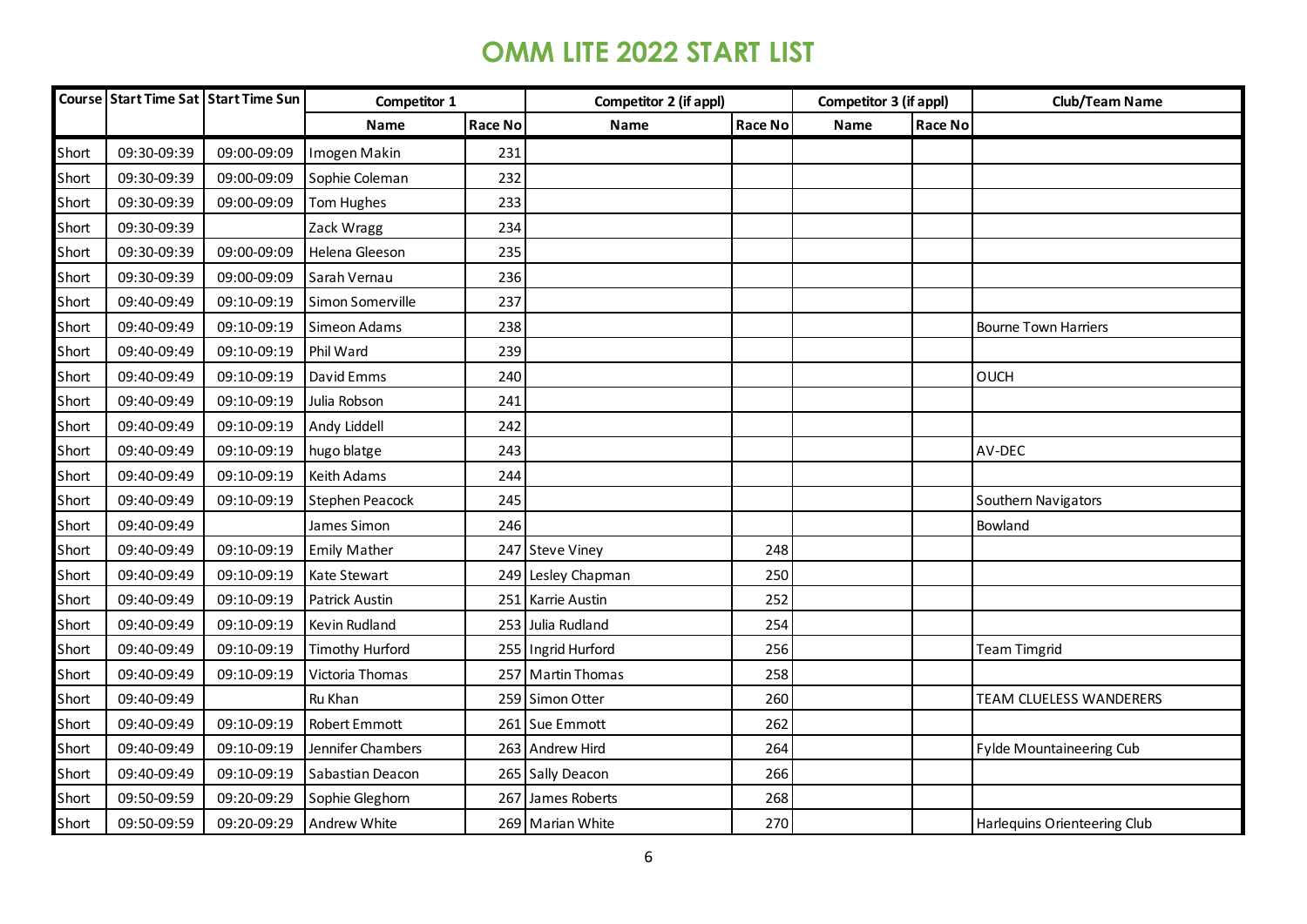# OMM LITE 2022 START LIST

| Course | Start Time Sat | Start Time Sun | Competitor 1 | | Competitor 2 (if appl) | | Competitor 3 (if appl) | | Club/Team Name |
|---|---|---|---|---|---|---|---|---|---|
| | | | Name | Race No | Name | Race No | Name | Race No | |
| Short | 09:30-09:39 | 09:00-09:09 | Imogen Makin | 231 | | | | | |
| Short | 09:30-09:39 | 09:00-09:09 | Sophie Coleman | 232 | | | | | |
| Short | 09:30-09:39 | 09:00-09:09 | Tom Hughes | 233 | | | | | |
| Short | 09:30-09:39 | | Zack Wragg | 234 | | | | | |
| Short | 09:30-09:39 | 09:00-09:09 | Helena Gleeson | 235 | | | | | |
| Short | 09:30-09:39 | 09:00-09:09 | Sarah Vernau | 236 | | | | | |
| Short | 09:40-09:49 | 09:10-09:19 | Simon Somerville | 237 | | | | | |
| Short | 09:40-09:49 | 09:10-09:19 | Simeon Adams | 238 | | | | | Bourne Town Harriers |
| Short | 09:40-09:49 | 09:10-09:19 | Phil Ward | 239 | | | | | |
| Short | 09:40-09:49 | 09:10-09:19 | David Emms | 240 | | | | | OUCH |
| Short | 09:40-09:49 | 09:10-09:19 | Julia Robson | 241 | | | | | |
| Short | 09:40-09:49 | 09:10-09:19 | Andy Liddell | 242 | | | | | |
| Short | 09:40-09:49 | 09:10-09:19 | hugo blatge | 243 | | | | | AV-DEC |
| Short | 09:40-09:49 | 09:10-09:19 | Keith Adams | 244 | | | | | |
| Short | 09:40-09:49 | 09:10-09:19 | Stephen Peacock | 245 | | | | | Southern Navigators |
| Short | 09:40-09:49 | | James Simon | 246 | | | | | Bowland |
| Short | 09:40-09:49 | 09:10-09:19 | Emily Mather | 247 | Steve Viney | 248 | | | |
| Short | 09:40-09:49 | 09:10-09:19 | Kate Stewart | 249 | Lesley Chapman | 250 | | | |
| Short | 09:40-09:49 | 09:10-09:19 | Patrick Austin | 251 | Karrie Austin | 252 | | | |
| Short | 09:40-09:49 | 09:10-09:19 | Kevin Rudland | 253 | Julia Rudland | 254 | | | |
| Short | 09:40-09:49 | 09:10-09:19 | Timothy Hurford | 255 | Ingrid Hurford | 256 | | | Team Timgrid |
| Short | 09:40-09:49 | 09:10-09:19 | Victoria Thomas | 257 | Martin Thomas | 258 | | | |
| Short | 09:40-09:49 | | Ru Khan | 259 | Simon Otter | 260 | | | TEAM CLUELESS WANDERERS |
| Short | 09:40-09:49 | 09:10-09:19 | Robert Emmott | 261 | Sue Emmott | 262 | | | |
| Short | 09:40-09:49 | 09:10-09:19 | Jennifer Chambers | 263 | Andrew Hird | 264 | | | Fylde Mountaineering Cub |
| Short | 09:40-09:49 | 09:10-09:19 | Sabastian Deacon | 265 | Sally Deacon | 266 | | | |
| Short | 09:50-09:59 | 09:20-09:29 | Sophie Gleghorn | 267 | James Roberts | 268 | | | |
| Short | 09:50-09:59 | 09:20-09:29 | Andrew White | 269 | Marian White | 270 | | | Harlequins Orienteering Club |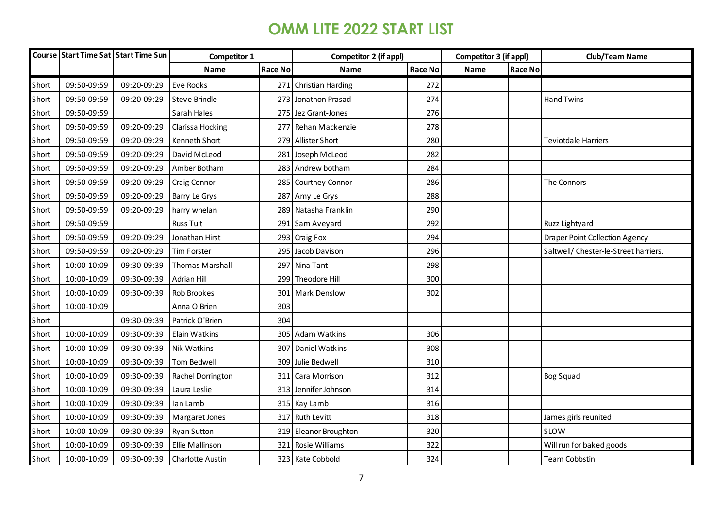# OMM LITE 2022 START LIST

| Course | Start Time Sat | Start Time Sun | Competitor 1 | | Competitor 2 (if appl) | | Competitor 3 (if appl) | | Club/Team Name |
|---|---|---|---|---|---|---|---|---|---|
| | | | Name | Race No | Name | Race No | Name | Race No | |
| Short | 09:50-09:59 | 09:20-09:29 | Eve Rooks | 271 | Christian Harding | 272 | | | |
| Short | 09:50-09:59 | 09:20-09:29 | Steve Brindle | 273 | Jonathon Prasad | 274 | | | Hand Twins |
| Short | 09:50-09:59 | | Sarah Hales | 275 | Jez Grant-Jones | 276 | | | |
| Short | 09:50-09:59 | 09:20-09:29 | Clarissa Hocking | 277 | Rehan Mackenzie | 278 | | | |
| Short | 09:50-09:59 | 09:20-09:29 | Kenneth Short | 279 | Allister Short | 280 | | | Teviotdale Harriers |
| Short | 09:50-09:59 | 09:20-09:29 | David McLeod | 281 | Joseph McLeod | 282 | | | |
| Short | 09:50-09:59 | 09:20-09:29 | Amber Botham | 283 | Andrew botham | 284 | | | |
| Short | 09:50-09:59 | 09:20-09:29 | Craig Connor | 285 | Courtney Connor | 286 | | | The Connors |
| Short | 09:50-09:59 | 09:20-09:29 | Barry Le Grys | 287 | Amy Le Grys | 288 | | | |
| Short | 09:50-09:59 | 09:20-09:29 | harry whelan | 289 | Natasha Franklin | 290 | | | |
| Short | 09:50-09:59 | | Russ Tuit | 291 | Sam Aveyard | 292 | | | Ruzz Lightyard |
| Short | 09:50-09:59 | 09:20-09:29 | Jonathan Hirst | 293 | Craig Fox | 294 | | | Draper Point Collection Agency |
| Short | 09:50-09:59 | 09:20-09:29 | Tim Forster | 295 | Jacob Davison | 296 | | | Saltwell/ Chester-le-Street harriers. |
| Short | 10:00-10:09 | 09:30-09:39 | Thomas Marshall | 297 | Nina Tant | 298 | | | |
| Short | 10:00-10:09 | 09:30-09:39 | Adrian Hill | 299 | Theodore Hill | 300 | | | |
| Short | 10:00-10:09 | 09:30-09:39 | Rob Brookes | 301 | Mark Denslow | 302 | | | |
| Short | 10:00-10:09 | | Anna O'Brien | 303 | | | | | |
| Short | | 09:30-09:39 | Patrick O'Brien | 304 | | | | | |
| Short | 10:00-10:09 | 09:30-09:39 | Elain Watkins | 305 | Adam Watkins | 306 | | | |
| Short | 10:00-10:09 | 09:30-09:39 | Nik Watkins | 307 | Daniel Watkins | 308 | | | |
| Short | 10:00-10:09 | 09:30-09:39 | Tom Bedwell | 309 | Julie Bedwell | 310 | | | |
| Short | 10:00-10:09 | 09:30-09:39 | Rachel Dorrington | 311 | Cara Morrison | 312 | | | Bog Squad |
| Short | 10:00-10:09 | 09:30-09:39 | Laura Leslie | 313 | Jennifer Johnson | 314 | | | |
| Short | 10:00-10:09 | 09:30-09:39 | Ian Lamb | 315 | Kay Lamb | 316 | | | |
| Short | 10:00-10:09 | 09:30-09:39 | Margaret Jones | 317 | Ruth Levitt | 318 | | | James girls reunited |
| Short | 10:00-10:09 | 09:30-09:39 | Ryan Sutton | 319 | Eleanor Broughton | 320 | | | SLOW |
| Short | 10:00-10:09 | 09:30-09:39 | Ellie Mallinson | 321 | Rosie Williams | 322 | | | Will run for baked goods |
| Short | 10:00-10:09 | 09:30-09:39 | Charlotte Austin | 323 | Kate Cobbold | 324 | | | Team Cobbstin |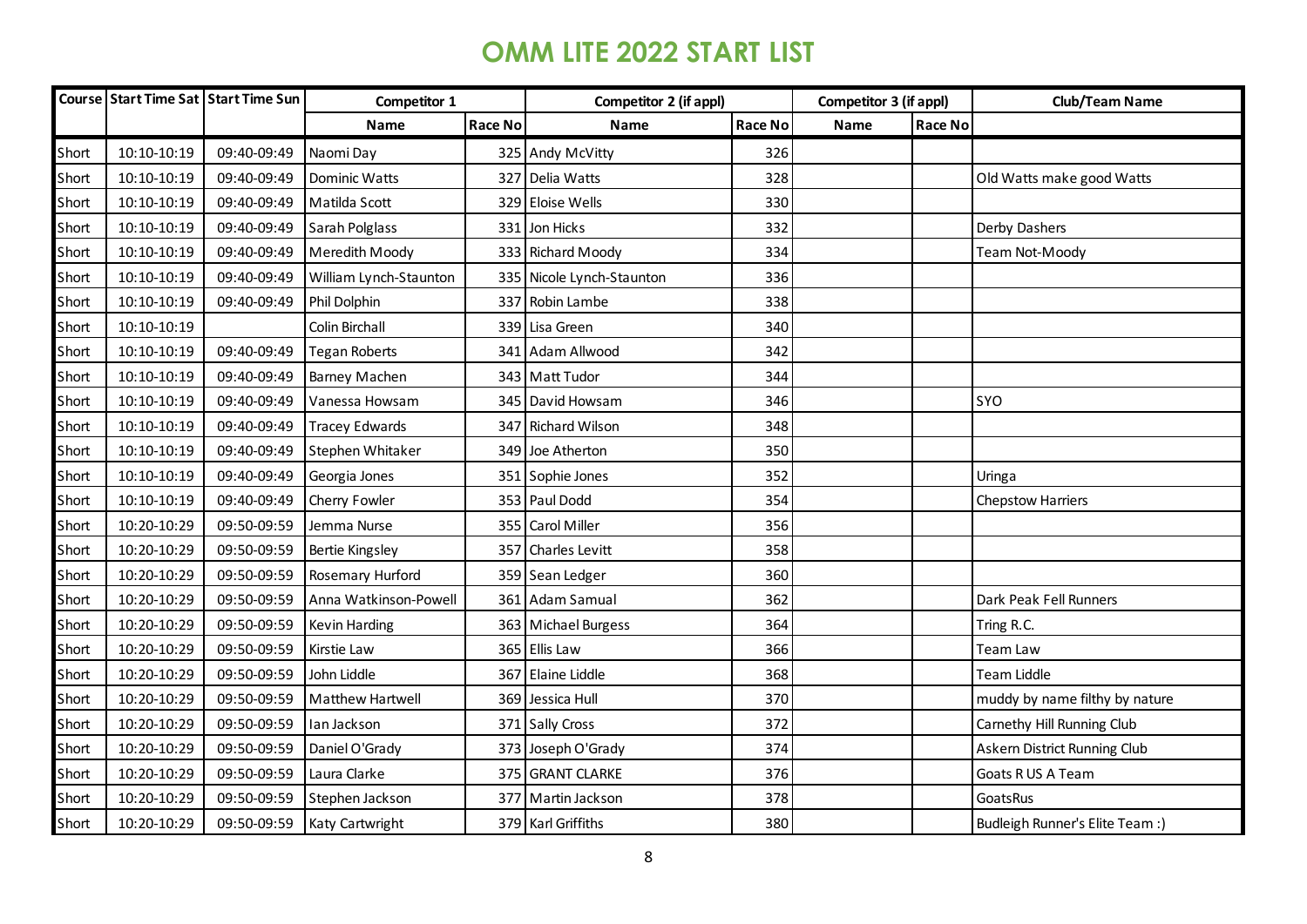# OMM LITE 2022 START LIST

| Course | Start Time Sat | Start Time Sun | Competitor 1 | | Competitor 2 (if appl) | | Competitor 3 (if appl) | | Club/Team Name |
|---|---|---|---|---|---|---|---|---|---|
| | | | Name | Race No | Name | Race No | Name | Race No | |
| Short | 10:10-10:19 | 09:40-09:49 | Naomi Day | 325 | Andy McVitty | 326 | | | |
| Short | 10:10-10:19 | 09:40-09:49 | Dominic Watts | 327 | Delia Watts | 328 | | | Old Watts make good Watts |
| Short | 10:10-10:19 | 09:40-09:49 | Matilda Scott | 329 | Eloise Wells | 330 | | | |
| Short | 10:10-10:19 | 09:40-09:49 | Sarah Polglass | 331 | Jon Hicks | 332 | | | Derby Dashers |
| Short | 10:10-10:19 | 09:40-09:49 | Meredith Moody | 333 | Richard Moody | 334 | | | Team Not-Moody |
| Short | 10:10-10:19 | 09:40-09:49 | William Lynch-Staunton | 335 | Nicole Lynch-Staunton | 336 | | | |
| Short | 10:10-10:19 | 09:40-09:49 | Phil Dolphin | 337 | Robin Lambe | 338 | | | |
| Short | 10:10-10:19 | | Colin Birchall | 339 | Lisa Green | 340 | | | |
| Short | 10:10-10:19 | 09:40-09:49 | Tegan Roberts | 341 | Adam Allwood | 342 | | | |
| Short | 10:10-10:19 | 09:40-09:49 | Barney Machen | 343 | Matt Tudor | 344 | | | |
| Short | 10:10-10:19 | 09:40-09:49 | Vanessa Howsam | 345 | David Howsam | 346 | | | SYO |
| Short | 10:10-10:19 | 09:40-09:49 | Tracey Edwards | 347 | Richard Wilson | 348 | | | |
| Short | 10:10-10:19 | 09:40-09:49 | Stephen Whitaker | 349 | Joe Atherton | 350 | | | |
| Short | 10:10-10:19 | 09:40-09:49 | Georgia Jones | 351 | Sophie Jones | 352 | | | Uringa |
| Short | 10:10-10:19 | 09:40-09:49 | Cherry Fowler | 353 | Paul Dodd | 354 | | | Chepstow Harriers |
| Short | 10:20-10:29 | 09:50-09:59 | Jemma Nurse | 355 | Carol Miller | 356 | | | |
| Short | 10:20-10:29 | 09:50-09:59 | Bertie Kingsley | 357 | Charles Levitt | 358 | | | |
| Short | 10:20-10:29 | 09:50-09:59 | Rosemary Hurford | 359 | Sean Ledger | 360 | | | |
| Short | 10:20-10:29 | 09:50-09:59 | Anna Watkinson-Powell | 361 | Adam Samual | 362 | | | Dark Peak Fell Runners |
| Short | 10:20-10:29 | 09:50-09:59 | Kevin Harding | 363 | Michael Burgess | 364 | | | Tring R.C. |
| Short | 10:20-10:29 | 09:50-09:59 | Kirstie Law | 365 | Ellis Law | 366 | | | Team Law |
| Short | 10:20-10:29 | 09:50-09:59 | John Liddle | 367 | Elaine Liddle | 368 | | | Team Liddle |
| Short | 10:20-10:29 | 09:50-09:59 | Matthew Hartwell | 369 | Jessica Hull | 370 | | | muddy by name filthy by nature |
| Short | 10:20-10:29 | 09:50-09:59 | Ian Jackson | 371 | Sally Cross | 372 | | | Carnethy Hill Running Club |
| Short | 10:20-10:29 | 09:50-09:59 | Daniel O'Grady | 373 | Joseph O'Grady | 374 | | | Askern District Running Club |
| Short | 10:20-10:29 | 09:50-09:59 | Laura Clarke | 375 | GRANT CLARKE | 376 | | | Goats R US A Team |
| Short | 10:20-10:29 | 09:50-09:59 | Stephen Jackson | 377 | Martin Jackson | 378 | | | GoatsRus |
| Short | 10:20-10:29 | 09:50-09:59 | Katy Cartwright | 379 | Karl Griffiths | 380 | | | Budleigh Runner's Elite Team :) |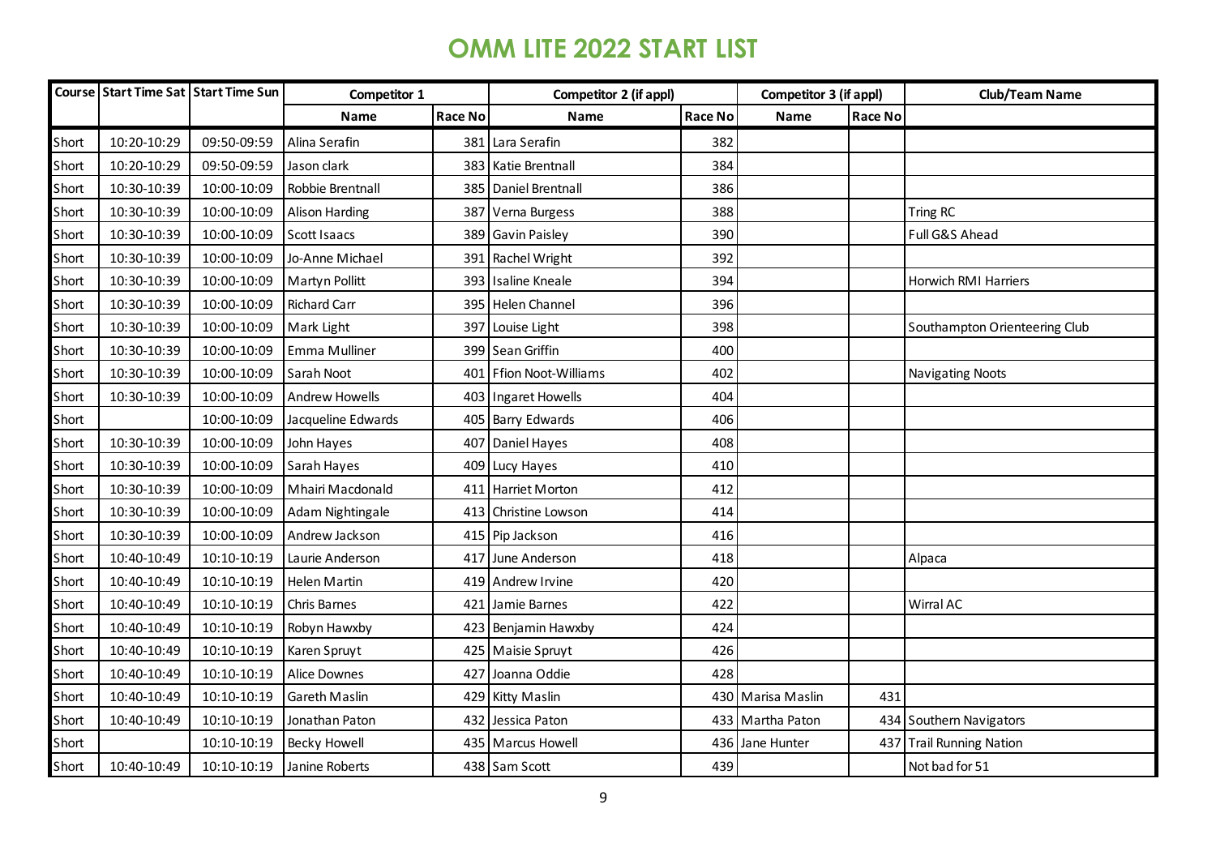# OMM LITE 2022 START LIST

| Course | Start Time Sat | Start Time Sun | Competitor 1 | | Competitor 2 (if appl) | | Competitor 3 (if appl) | | Club/Team Name |
|---|---|---|---|---|---|---|---|---|---|
| | | | Name | Race No | Name | Race No | Name | Race No | |
| Short | 10:20-10:29 | 09:50-09:59 | Alina Serafin | 381 | Lara Serafin | 382 | | | |
| Short | 10:20-10:29 | 09:50-09:59 | Jason clark | 383 | Katie Brentnall | 384 | | | |
| Short | 10:30-10:39 | 10:00-10:09 | Robbie Brentnall | 385 | Daniel Brentnall | 386 | | | |
| Short | 10:30-10:39 | 10:00-10:09 | Alison Harding | 387 | Verna Burgess | 388 | | | Tring RC |
| Short | 10:30-10:39 | 10:00-10:09 | Scott Isaacs | 389 | Gavin Paisley | 390 | | | Full G&S Ahead |
| Short | 10:30-10:39 | 10:00-10:09 | Jo-Anne Michael | 391 | Rachel Wright | 392 | | | |
| Short | 10:30-10:39 | 10:00-10:09 | Martyn Pollitt | 393 | Isaline Kneale | 394 | | | Horwich RMI Harriers |
| Short | 10:30-10:39 | 10:00-10:09 | Richard Carr | 395 | Helen Channel | 396 | | | |
| Short | 10:30-10:39 | 10:00-10:09 | Mark Light | 397 | Louise Light | 398 | | | Southampton Orienteering Club |
| Short | 10:30-10:39 | 10:00-10:09 | Emma Mulliner | 399 | Sean Griffin | 400 | | | |
| Short | 10:30-10:39 | 10:00-10:09 | Sarah Noot | 401 | Ffion Noot-Williams | 402 | | | Navigating Noots |
| Short | 10:30-10:39 | 10:00-10:09 | Andrew Howells | 403 | Ingaret Howells | 404 | | | |
| Short | | 10:00-10:09 | Jacqueline Edwards | 405 | Barry Edwards | 406 | | | |
| Short | 10:30-10:39 | 10:00-10:09 | John Hayes | 407 | Daniel Hayes | 408 | | | |
| Short | 10:30-10:39 | 10:00-10:09 | Sarah Hayes | 409 | Lucy Hayes | 410 | | | |
| Short | 10:30-10:39 | 10:00-10:09 | Mhairi Macdonald | 411 | Harriet Morton | 412 | | | |
| Short | 10:30-10:39 | 10:00-10:09 | Adam Nightingale | 413 | Christine Lowson | 414 | | | |
| Short | 10:30-10:39 | 10:00-10:09 | Andrew Jackson | 415 | Pip Jackson | 416 | | | |
| Short | 10:40-10:49 | 10:10-10:19 | Laurie Anderson | 417 | June Anderson | 418 | | | Alpaca |
| Short | 10:40-10:49 | 10:10-10:19 | Helen Martin | 419 | Andrew Irvine | 420 | | | |
| Short | 10:40-10:49 | 10:10-10:19 | Chris Barnes | 421 | Jamie Barnes | 422 | | | Wirral AC |
| Short | 10:40-10:49 | 10:10-10:19 | Robyn Hawxby | 423 | Benjamin Hawxby | 424 | | | |
| Short | 10:40-10:49 | 10:10-10:19 | Karen Spruyt | 425 | Maisie Spruyt | 426 | | | |
| Short | 10:40-10:49 | 10:10-10:19 | Alice Downes | 427 | Joanna Oddie | 428 | | | |
| Short | 10:40-10:49 | 10:10-10:19 | Gareth Maslin | 429 | Kitty Maslin | 430 | Marisa Maslin | 431 | |
| Short | 10:40-10:49 | 10:10-10:19 | Jonathan Paton | 432 | Jessica Paton | 433 | Martha Paton | 434 | Southern Navigators |
| Short | | 10:10-10:19 | Becky Howell | 435 | Marcus Howell | 436 | Jane Hunter | 437 | Trail Running Nation |
| Short | 10:40-10:49 | 10:10-10:19 | Janine Roberts | 438 | Sam Scott | 439 | | | Not bad for 51 |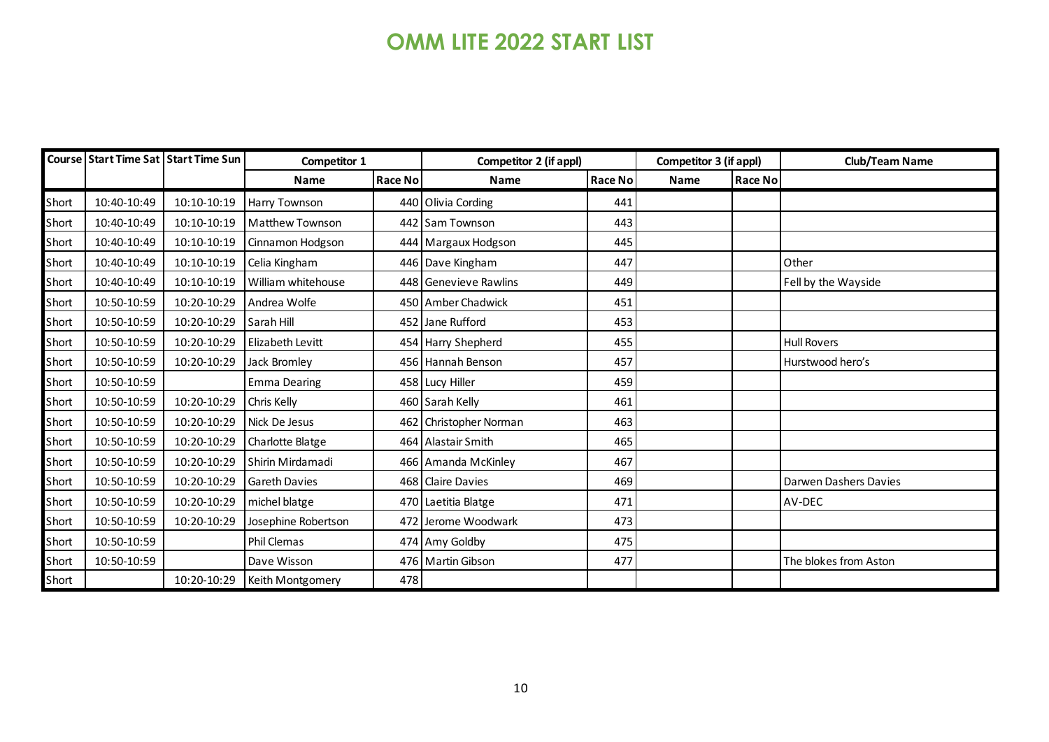# OMM LITE 2022 START LIST

| Course | Start Time Sat | Start Time Sun | Competitor 1 | | Competitor 2 (if appl) | | Competitor 3 (if appl) | | Club/Team Name |
|---|---|---|---|---|---|---|---|---|---|
| | | | Name | Race No | Name | Race No | Name | Race No | |
| Short | 10:40-10:49 | 10:10-10:19 | Harry Townson | 440 | Olivia Cording | 441 | | | |
| Short | 10:40-10:49 | 10:10-10:19 | Matthew Townson | 442 | Sam Townson | 443 | | | |
| Short | 10:40-10:49 | 10:10-10:19 | Cinnamon Hodgson | 444 | Margaux Hodgson | 445 | | | |
| Short | 10:40-10:49 | 10:10-10:19 | Celia Kingham | 446 | Dave Kingham | 447 | | | Other |
| Short | 10:40-10:49 | 10:10-10:19 | William whitehouse | 448 | Genevieve Rawlins | 449 | | | Fell by the Wayside |
| Short | 10:50-10:59 | 10:20-10:29 | Andrea Wolfe | 450 | Amber Chadwick | 451 | | | |
| Short | 10:50-10:59 | 10:20-10:29 | Sarah Hill | 452 | Jane Rufford | 453 | | | |
| Short | 10:50-10:59 | 10:20-10:29 | Elizabeth Levitt | 454 | Harry Shepherd | 455 | | | Hull Rovers |
| Short | 10:50-10:59 | 10:20-10:29 | Jack Bromley | 456 | Hannah Benson | 457 | | | Hurstwood hero's |
| Short | 10:50-10:59 | | Emma Dearing | 458 | Lucy Hiller | 459 | | | |
| Short | 10:50-10:59 | 10:20-10:29 | Chris Kelly | 460 | Sarah Kelly | 461 | | | |
| Short | 10:50-10:59 | 10:20-10:29 | Nick De Jesus | 462 | Christopher Norman | 463 | | | |
| Short | 10:50-10:59 | 10:20-10:29 | Charlotte Blatge | 464 | Alastair Smith | 465 | | | |
| Short | 10:50-10:59 | 10:20-10:29 | Shirin Mirdamadi | 466 | Amanda McKinley | 467 | | | |
| Short | 10:50-10:59 | 10:20-10:29 | Gareth Davies | 468 | Claire Davies | 469 | | | Darwen Dashers Davies |
| Short | 10:50-10:59 | 10:20-10:29 | michel blatge | 470 | Laetitia Blatge | 471 | | | AV-DEC |
| Short | 10:50-10:59 | 10:20-10:29 | Josephine Robertson | 472 | Jerome Woodwark | 473 | | | |
| Short | 10:50-10:59 | | Phil Clemas | 474 | Amy Goldby | 475 | | | |
| Short | 10:50-10:59 | | Dave Wisson | 476 | Martin Gibson | 477 | | | The blokes from Aston |
| Short | | 10:20-10:29 | Keith Montgomery | 478 | | | | | |